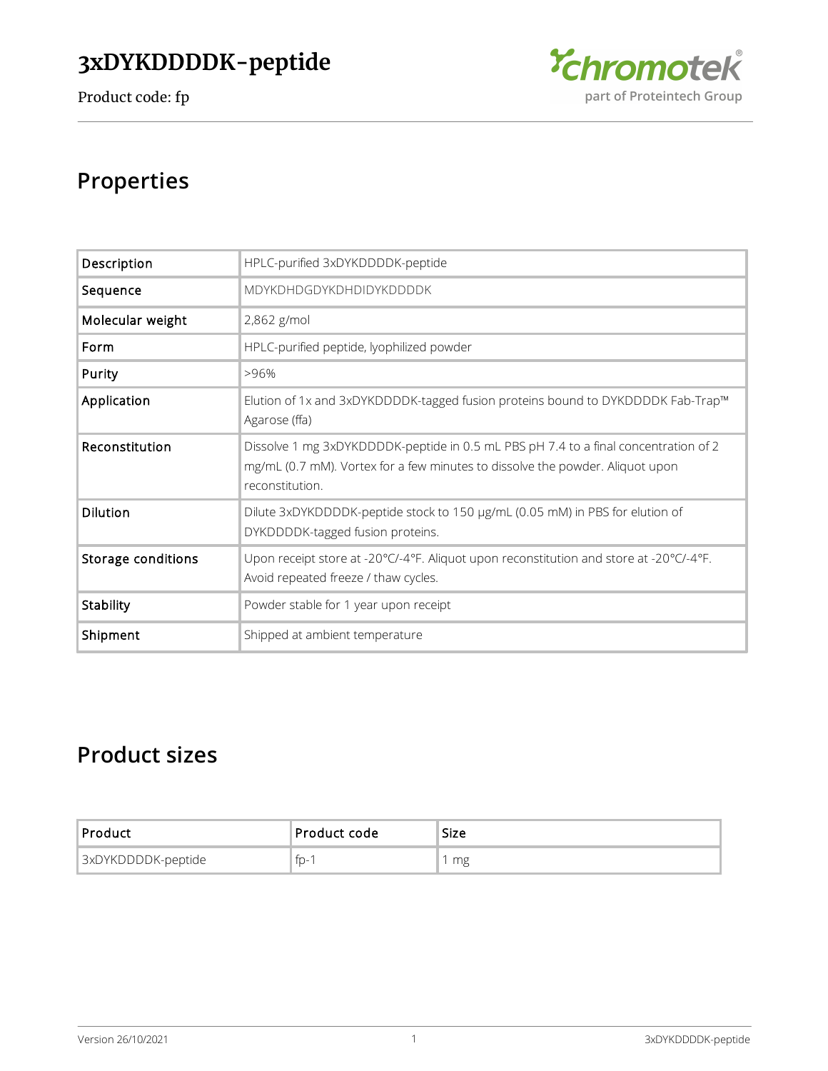# 3xDYKDDDDK-peptide

Product code: fp

## Properties

| Description | HPLC-purified 3xDYKDDDDK-peptide |
|---|---|
| Sequence | MDYKDHDGDYKDHDIDYKDDDDK |
| Molecular weight | 2,862 g/mol |
| Form | HPLC-purified peptide, lyophilized powder |
| Purity | >96% |
| Application | Elution of 1x and 3xDYKDDDDK-tagged fusion proteins bound to DYKDDDDK Fab-Trap™ Agarose (ffa) |
| Reconstitution | Dissolve 1 mg 3xDYKDDDDK-peptide in 0.5 mL PBS pH 7.4 to a final concentration of 2 mg/mL (0.7 mM). Vortex for a few minutes to dissolve the powder. Aliquot upon reconstitution. |
| Dilution | Dilute 3xDYKDDDDK-peptide stock to 150 µg/mL (0.05 mM) in PBS for elution of DYKDDDDK-tagged fusion proteins. |
| Storage conditions | Upon receipt store at -20°C/-4°F. Aliquot upon reconstitution and store at -20°C/-4°F. Avoid repeated freeze / thaw cycles. |
| Stability | Powder stable for 1 year upon receipt |
| Shipment | Shipped at ambient temperature |

## Product sizes

| Product | Product code | Size |
|---|---|---|
| 3xDYKDDDDK-peptide | fp-1 | 1 mg |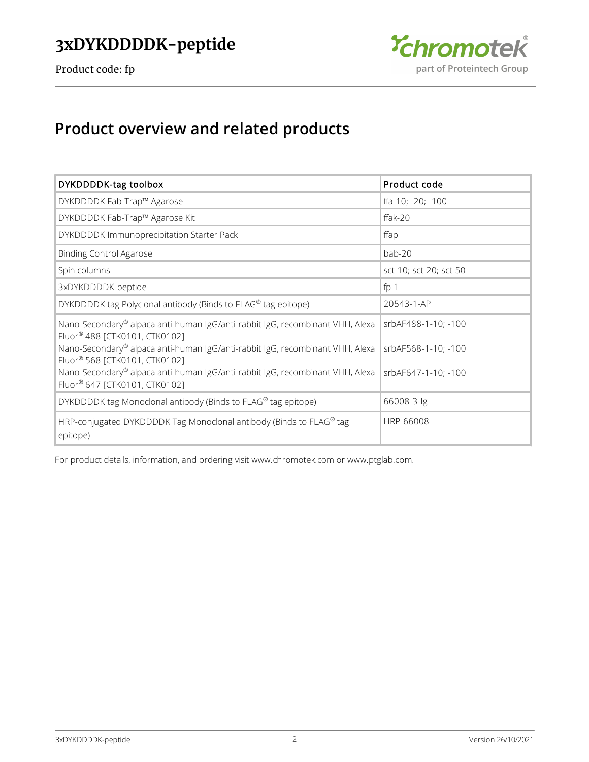## Product overview and related products

| DYKDDDDK-tag toolbox | Product code |
| --- | --- |
| DYKDDDDK Fab-Trap™ Agarose | ffa-10; -20; -100 |
| DYKDDDDK Fab-Trap™ Agarose Kit | ffak-20 |
| DYKDDDDK Immunoprecipitation Starter Pack | ffap |
| Binding Control Agarose | bab-20 |
| Spin columns | sct-10; sct-20; sct-50 |
| 3xDYKDDDDK-peptide | fp-1 |
| DYKDDDDK tag Polyclonal antibody (Binds to FLAG® tag epitope) | 20543-1-AP |
| Nano-Secondary® alpaca anti-human IgG/anti-rabbit IgG, recombinant VHH, Alexa Fluor® 488 [CTK0101, CTK0102]<br>Nano-Secondary® alpaca anti-human IgG/anti-rabbit IgG, recombinant VHH, Alexa Fluor® 568 [CTK0101, CTK0102]<br>Nano-Secondary® alpaca anti-human IgG/anti-rabbit IgG, recombinant VHH, Alexa Fluor® 647 [CTK0101, CTK0102] | srbAF488-1-10; -100<br>srbAF568-1-10; -100<br>srbAF647-1-10; -100 |
| DYKDDDDK tag Monoclonal antibody (Binds to FLAG® tag epitope) | 66008-3-Ig |
| HRP-conjugated DYKDDDDK Tag Monoclonal antibody (Binds to FLAG® tag epitope) | HRP-66008 |

For product details, information, and ordering visit www.chromotek.com or www.ptglab.com.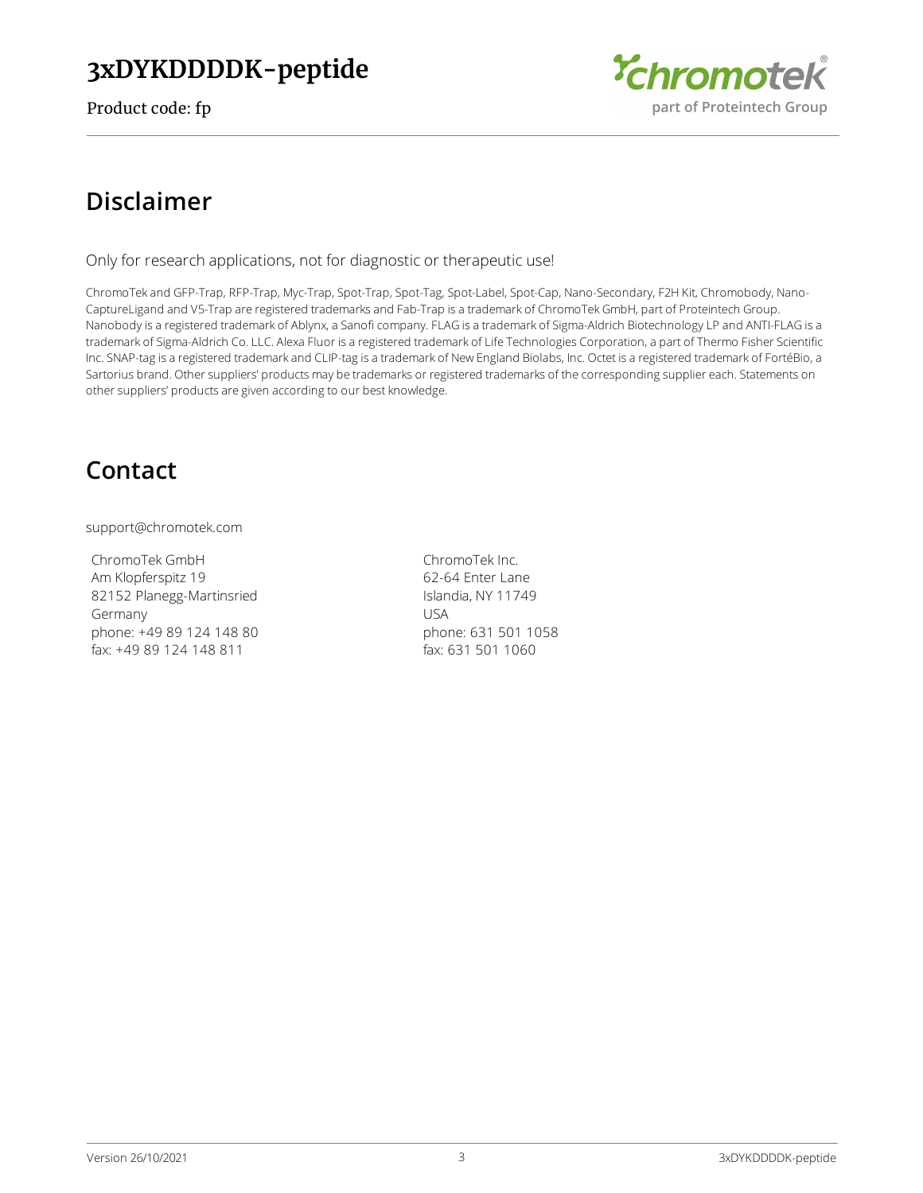## Disclaimer

Only for research applications, not for diagnostic or therapeutic use!

ChromoTek and GFP-Trap, RFP-Trap, Myc-Trap, Spot-Trap, Spot-Tag, Spot-Label, Spot-Cap, Nano-Secondary, F2H Kit, Chromobody, Nano-CaptureLigand and V5-Trap are registered trademarks and Fab-Trap is a trademark of ChromoTek GmbH, part of Proteintech Group. Nanobody is a registered trademark of Ablynx, a Sanofi company. FLAG is a trademark of Sigma-Aldrich Biotechnology LP and ANTI-FLAG is a trademark of Sigma-Aldrich Co. LLC. Alexa Fluor is a registered trademark of Life Technologies Corporation, a part of Thermo Fisher Scientific Inc. SNAP-tag is a registered trademark and CLIP-tag is a trademark of New England Biolabs, Inc. Octet is a registered trademark of FortéBio, a Sartorius brand. Other suppliers' products may be trademarks or registered trademarks of the corresponding supplier each. Statements on other suppliers' products are given according to our best knowledge.

## Contact

support@chromotek.com

ChromoTek GmbH
Am Klopferspitz 19
82152 Planegg-Martinsried
Germany
phone: +49 89 124 148 80
fax: +49 89 124 148 811

ChromoTek Inc.
62-64 Enter Lane
Islandia, NY 11749
USA
phone: 631 501 1058
fax: 631 501 1060